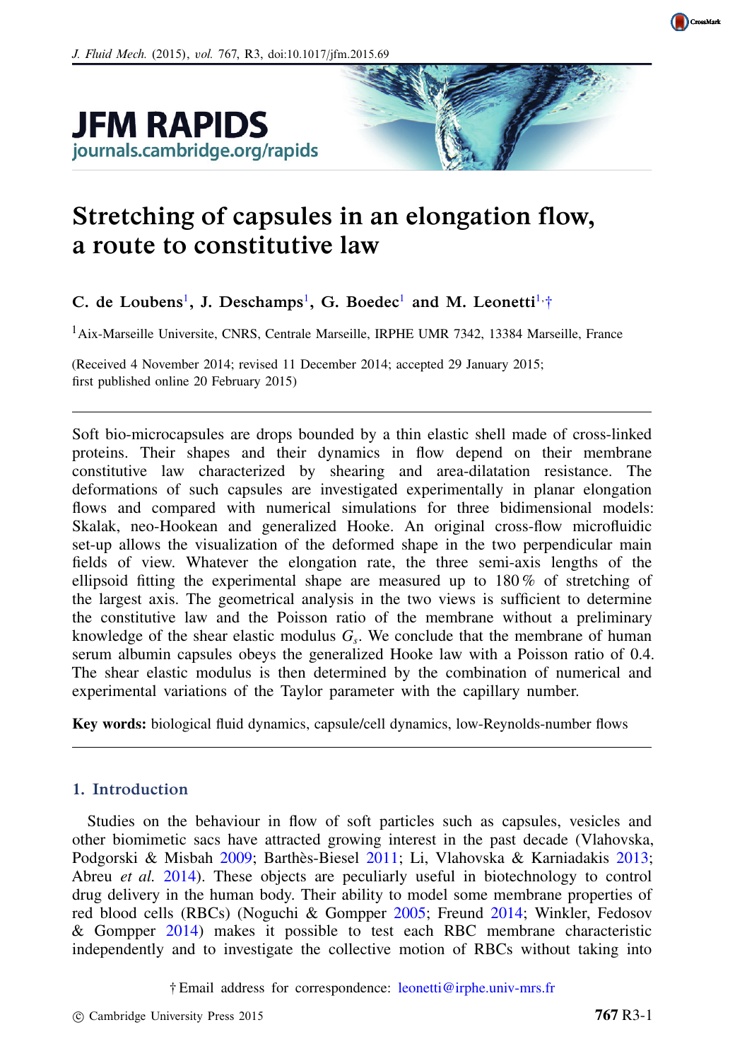# Stretching of capsules in an elongation flow, a route to constitutive law

**C. de Loubens[1], J. Deschamps[1], G. Boedec[1] and M. Leonetti[1,†]**

[1]Aix-Marseille Universite, CNRS, Centrale Marseille, IRPHE UMR 7342, 13384 Marseille, France

(Received 4 November 2014; revised 11 December 2014; accepted 29 January 2015; first published online 20 February 2015)

Soft bio-microcapsules are drops bounded by a thin elastic shell made of cross-linked proteins. Their shapes and their dynamics in flow depend on their membrane constitutive law characterized by shearing and area-dilatation resistance. The deformations of such capsules are investigated experimentally in planar elongation flows and compared with numerical simulations for three bidimensional models: Skalak, neo-Hookean and generalized Hooke. An original cross-flow microfluidic set-up allows the visualization of the deformed shape in the two perpendicular main fields of view. Whatever the elongation rate, the three semi-axis lengths of the ellipsoid fitting the experimental shape are measured up to 180 % of stretching of the largest axis. The geometrical analysis in the two views is sufficient to determine the constitutive law and the Poisson ratio of the membrane without a preliminary knowledge of the shear elastic modulus $G_s$. We conclude that the membrane of human serum albumin capsules obeys the generalized Hooke law with a Poisson ratio of 0.4. The shear elastic modulus is then determined by the combination of numerical and experimental variations of the Taylor parameter with the capillary number.

**Key words:** biological fluid dynamics, capsule/cell dynamics, low-Reynolds-number flows

## 1. Introduction

Studies on the behaviour in flow of soft particles such as capsules, vesicles and other biomimetic sacs have attracted growing interest in the past decade (Vlahovska, Podgorski & Misbah 2009; Barthès-Biesel 2011; Li, Vlahovska & Karniadakis 2013; Abreu *et al.* 2014). These objects are peculiarly useful in biotechnology to control drug delivery in the human body. Their ability to model some membrane properties of red blood cells (RBCs) (Noguchi & Gompper 2005; Freund 2014; Winkler, Fedosov & Gompper 2014) makes it possible to test each RBC membrane characteristic independently and to investigate the collective motion of RBCs without taking into

† Email address for correspondence: leonetti@irphe.univ-mrs.fr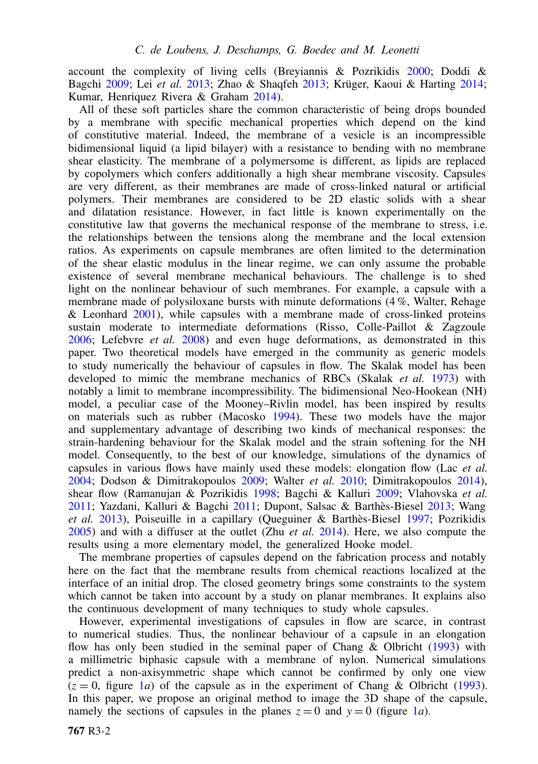account the complexity of living cells (Breyiannis & Pozrikidis 2000; Doddi & Bagchi 2009; Lei *et al.* 2013; Zhao & Shaqfeh 2013; Krüger, Kaoui & Harting 2014; Kumar, Henriquez Rivera & Graham 2014).

All of these soft particles share the common characteristic of being drops bounded by a membrane with specific mechanical properties which depend on the kind of constitutive material. Indeed, the membrane of a vesicle is an incompressible bidimensional liquid (a lipid bilayer) with a resistance to bending with no membrane shear elasticity. The membrane of a polymersome is different, as lipids are replaced by copolymers which confers additionally a high shear membrane viscosity. Capsules are very different, as their membranes are made of cross-linked natural or artificial polymers. Their membranes are considered to be 2D elastic solids with a shear and dilatation resistance. However, in fact little is known experimentally on the constitutive law that governs the mechanical response of the membrane to stress, i.e. the relationships between the tensions along the membrane and the local extension ratios. As experiments on capsule membranes are often limited to the determination of the shear elastic modulus in the linear regime, we can only assume the probable existence of several membrane mechanical behaviours. The challenge is to shed light on the nonlinear behaviour of such membranes. For example, a capsule with a membrane made of polysiloxane bursts with minute deformations (4 %, Walter, Rehage & Leonhard 2001), while capsules with a membrane made of cross-linked proteins sustain moderate to intermediate deformations (Risso, Colle-Paillot & Zagzoule 2006; Lefebvre *et al.* 2008) and even huge deformations, as demonstrated in this paper. Two theoretical models have emerged in the community as generic models to study numerically the behaviour of capsules in flow. The Skalak model has been developed to mimic the membrane mechanics of RBCs (Skalak *et al.* 1973) with notably a limit to membrane incompressibility. The bidimensional Neo-Hookean (NH) model, a peculiar case of the Mooney–Rivlin model, has been inspired by results on materials such as rubber (Macosko 1994). These two models have the major and supplementary advantage of describing two kinds of mechanical responses: the strain-hardening behaviour for the Skalak model and the strain softening for the NH model. Consequently, to the best of our knowledge, simulations of the dynamics of capsules in various flows have mainly used these models: elongation flow (Lac *et al.* 2004; Dodson & Dimitrakopoulos 2009; Walter *et al.* 2010; Dimitrakopoulos 2014), shear flow (Ramanujan & Pozrikidis 1998; Bagchi & Kalluri 2009; Vlahovska *et al.* 2011; Yazdani, Kalluri & Bagchi 2011; Dupont, Salsac & Barthès-Biesel 2013; Wang *et al.* 2013), Poiseuille in a capillary (Queguiner & Barthès-Biesel 1997; Pozrikidis 2005) and with a diffuser at the outlet (Zhu *et al.* 2014). Here, we also compute the results using a more elementary model, the generalized Hooke model.

The membrane properties of capsules depend on the fabrication process and notably here on the fact that the membrane results from chemical reactions localized at the interface of an initial drop. The closed geometry brings some constraints to the system which cannot be taken into account by a study on planar membranes. It explains also the continuous development of many techniques to study whole capsules.

However, experimental investigations of capsules in flow are scarce, in contrast to numerical studies. Thus, the nonlinear behaviour of a capsule in an elongation flow has only been studied in the seminal paper of Chang & Olbricht (1993) with a millimetric biphasic capsule with a membrane of nylon. Numerical simulations predict a non-axisymmetric shape which cannot be confirmed by only one view ($z = 0$, figure 1*a*) of the capsule as in the experiment of Chang & Olbricht (1993). In this paper, we propose an original method to image the 3D shape of the capsule, namely the sections of capsules in the planes $z = 0$ and $y = 0$ (figure 1*a*).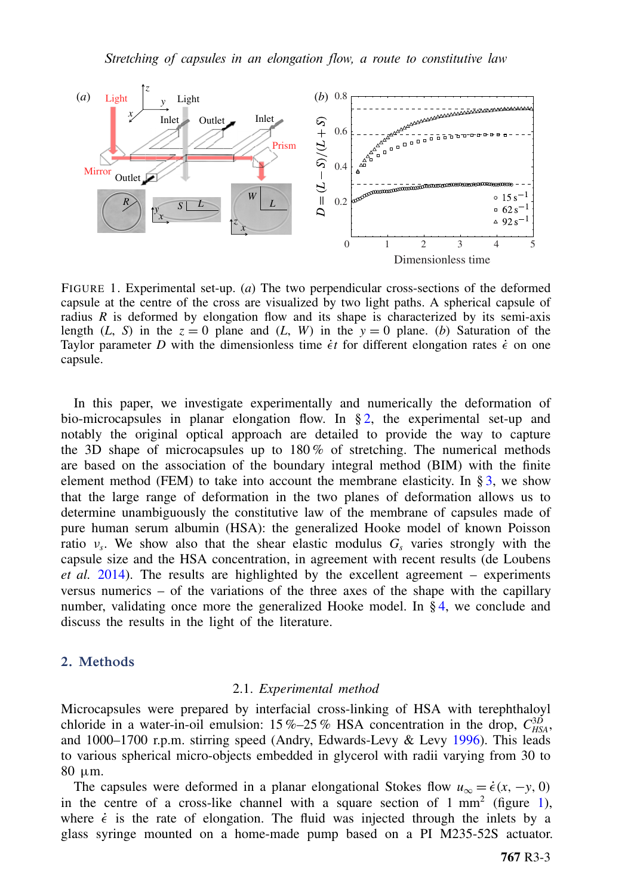FIGURE 1. Experimental set-up. (*a*) The two perpendicular cross-sections of the deformed capsule at the centre of the cross are visualized by two light paths. A spherical capsule of radius $R$ is deformed by elongation flow and its shape is characterized by its semi-axis length ($L$, $S$) in the $z = 0$ plane and ($L$, $W$) in the $y = 0$ plane. (*b*) Saturation of the Taylor parameter $D$ with the dimensionless time $\dot{\epsilon}t$ for different elongation rates $\dot{\epsilon}$ on one capsule.

In this paper, we investigate experimentally and numerically the deformation of bio-microcapsules in planar elongation flow. In § 2, the experimental set-up and notably the original optical approach are detailed to provide the way to capture the 3D shape of microcapsules up to 180 % of stretching. The numerical methods are based on the association of the boundary integral method (BIM) with the finite element method (FEM) to take into account the membrane elasticity. In § 3, we show that the large range of deformation in the two planes of deformation allows us to determine unambiguously the constitutive law of the membrane of capsules made of pure human serum albumin (HSA): the generalized Hooke model of known Poisson ratio $\nu_s$. We show also that the shear elastic modulus $G_s$ varies strongly with the capsule size and the HSA concentration, in agreement with recent results (de Loubens *et al.* 2014). The results are highlighted by the excellent agreement – experiments versus numerics – of the variations of the three axes of the shape with the capillary number, validating once more the generalized Hooke model. In § 4, we conclude and discuss the results in the light of the literature.

## 2. Methods

### 2.1. *Experimental method*

Microcapsules were prepared by interfacial cross-linking of HSA with terephthaloyl chloride in a water-in-oil emulsion: 15 %–25 % HSA concentration in the drop, $C^{3D}_{HSA}$, and 1000–1700 r.p.m. stirring speed (Andry, Edwards-Levy & Levy 1996). This leads to various spherical micro-objects embedded in glycerol with radii varying from 30 to 80 µm.

The capsules were deformed in a planar elongational Stokes flow $u_\infty = \dot{\epsilon}(x, -y, 0)$ in the centre of a cross-like channel with a square section of 1 mm$^2$ (figure 1), where $\dot{\epsilon}$ is the rate of elongation. The fluid was injected through the inlets by a glass syringe mounted on a home-made pump based on a PI M235-52S actuator.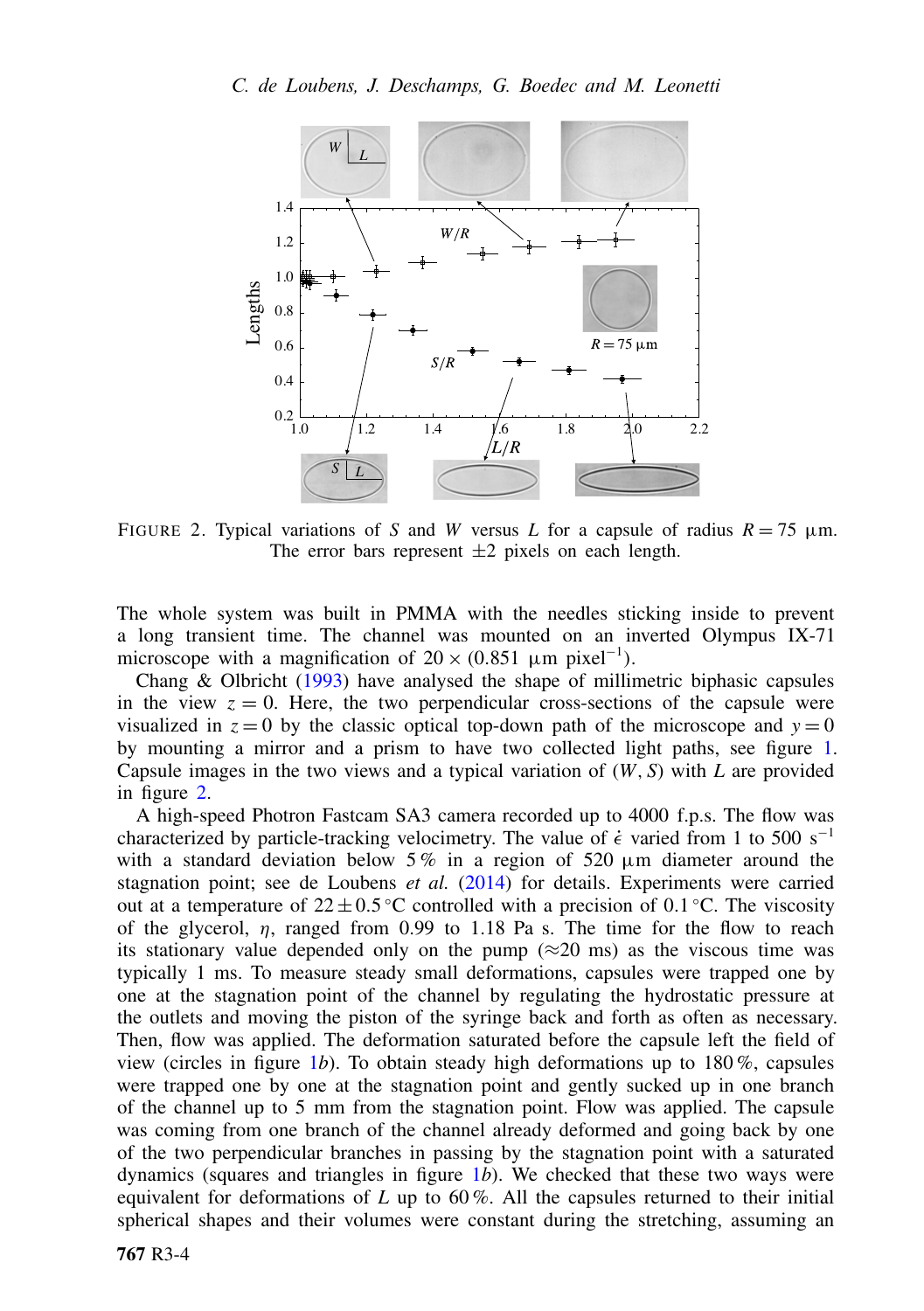FIGURE 2. Typical variations of $S$ and $W$ versus $L$ for a capsule of radius $R = 75$ µm. The error bars represent ±2 pixels on each length.

The whole system was built in PMMA with the needles sticking inside to prevent a long transient time. The channel was mounted on an inverted Olympus IX-71 microscope with a magnification of $20 \times$ (0.851 µm pixel$^{-1}$).

Chang & Olbricht (1993) have analysed the shape of millimetric biphasic capsules in the view $z = 0$. Here, the two perpendicular cross-sections of the capsule were visualized in $z = 0$ by the classic optical top-down path of the microscope and $y = 0$ by mounting a mirror and a prism to have two collected light paths, see figure 1. Capsule images in the two views and a typical variation of $(W, S)$ with $L$ are provided in figure 2.

A high-speed Photron Fastcam SA3 camera recorded up to 4000 f.p.s. The flow was characterized by particle-tracking velocimetry. The value of $\dot{\epsilon}$ varied from 1 to 500 s$^{-1}$ with a standard deviation below 5 % in a region of 520 µm diameter around the stagnation point; see de Loubens *et al.* (2014) for details. Experiments were carried out at a temperature of $22 \pm 0.5$ °C controlled with a precision of 0.1 °C. The viscosity of the glycerol, $\eta$, ranged from 0.99 to 1.18 Pa s. The time for the flow to reach its stationary value depended only on the pump (≈20 ms) as the viscous time was typically 1 ms. To measure steady small deformations, capsules were trapped one by one at the stagnation point of the channel by regulating the hydrostatic pressure at the outlets and moving the piston of the syringe back and forth as often as necessary. Then, flow was applied. The deformation saturated before the capsule left the field of view (circles in figure 1*b*). To obtain steady high deformations up to 180 %, capsules were trapped one by one at the stagnation point and gently sucked up in one branch of the channel up to 5 mm from the stagnation point. Flow was applied. The capsule was coming from one branch of the channel already deformed and going back by one of the two perpendicular branches in passing by the stagnation point with a saturated dynamics (squares and triangles in figure 1*b*). We checked that these two ways were equivalent for deformations of $L$ up to 60 %. All the capsules returned to their initial spherical shapes and their volumes were constant during the stretching, assuming an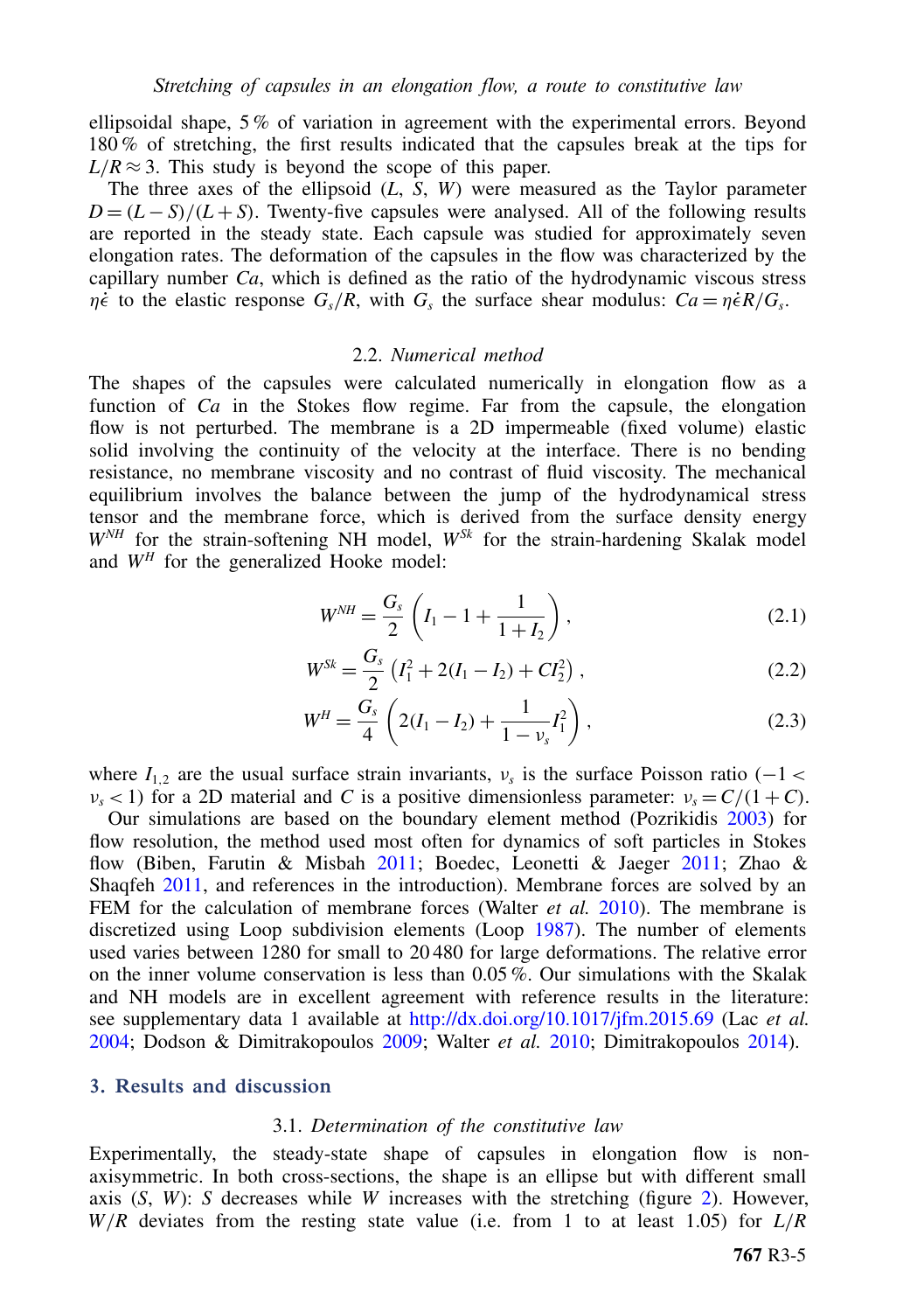ellipsoidal shape, 5 % of variation in agreement with the experimental errors. Beyond 180 % of stretching, the first results indicated that the capsules break at the tips for $L/R \approx 3$. This study is beyond the scope of this paper.

The three axes of the ellipsoid ($L$, $S$, $W$) were measured as the Taylor parameter $D = (L - S)/(L + S)$. Twenty-five capsules were analysed. All of the following results are reported in the steady state. Each capsule was studied for approximately seven elongation rates. The deformation of the capsules in the flow was characterized by the capillary number $Ca$, which is defined as the ratio of the hydrodynamic viscous stress $\eta\dot{\epsilon}$ to the elastic response $G_s/R$, with $G_s$ the surface shear modulus: $Ca = \eta\dot{\epsilon}R/G_s$.

### 2.2. *Numerical method*

The shapes of the capsules were calculated numerically in elongation flow as a function of $Ca$ in the Stokes flow regime. Far from the capsule, the elongation flow is not perturbed. The membrane is a 2D impermeable (fixed volume) elastic solid involving the continuity of the velocity at the interface. There is no bending resistance, no membrane viscosity and no contrast of fluid viscosity. The mechanical equilibrium involves the balance between the jump of the hydrodynamical stress tensor and the membrane force, which is derived from the surface density energy $W^{NH}$ for the strain-softening NH model, $W^{Sk}$ for the strain-hardening Skalak model and $W^{H}$ for the generalized Hooke model:

$$W^{NH} = \frac{G_s}{2}\left(I_1 - 1 + \frac{1}{1 + I_2}\right), \tag{2.1}$$

$$W^{Sk} = \frac{G_s}{2}\left(I_1^2 + 2(I_1 - I_2) + CI_2^2\right), \tag{2.2}$$

$$W^{H} = \frac{G_s}{4}\left(2(I_1 - I_2) + \frac{1}{1 - \nu_s}I_1^2\right), \tag{2.3}$$

where $I_{1,2}$ are the usual surface strain invariants, $\nu_s$ is the surface Poisson ratio ($-1 < \nu_s < 1$) for a 2D material and $C$ is a positive dimensionless parameter: $\nu_s = C/(1 + C)$.

Our simulations are based on the boundary element method (Pozrikidis 2003) for flow resolution, the method used most often for dynamics of soft particles in Stokes flow (Biben, Farutin & Misbah 2011; Boedec, Leonetti & Jaeger 2011; Zhao & Shaqfeh 2011, and references in the introduction). Membrane forces are solved by an FEM for the calculation of membrane forces (Walter *et al.* 2010). The membrane is discretized using Loop subdivision elements (Loop 1987). The number of elements used varies between 1280 for small to 20 480 for large deformations. The relative error on the inner volume conservation is less than 0.05 %. Our simulations with the Skalak and NH models are in excellent agreement with reference results in the literature: see supplementary data 1 available at http://dx.doi.org/10.1017/jfm.2015.69 (Lac *et al.* 2004; Dodson & Dimitrakopoulos 2009; Walter *et al.* 2010; Dimitrakopoulos 2014).

## 3. Results and discussion

### 3.1. *Determination of the constitutive law*

Experimentally, the steady-state shape of capsules in elongation flow is non-axisymmetric. In both cross-sections, the shape is an ellipse but with different small axis ($S$, $W$): $S$ decreases while $W$ increases with the stretching (figure 2). However, $W/R$ deviates from the resting state value (i.e. from 1 to at least 1.05) for $L/R$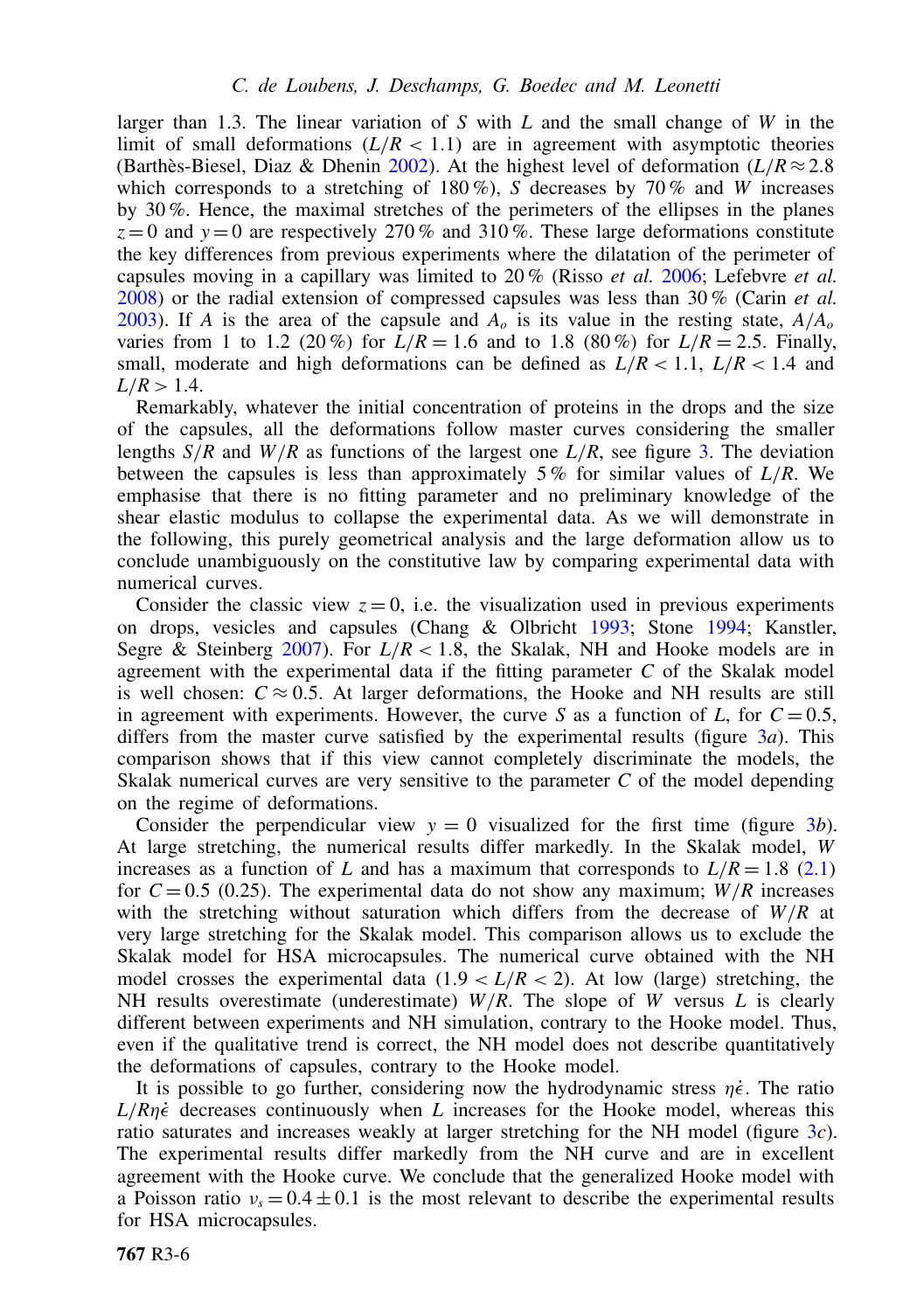larger than 1.3. The linear variation of $S$ with $L$ and the small change of $W$ in the limit of small deformations ($L/R < 1.1$) are in agreement with asymptotic theories (Barthès-Biesel, Diaz & Dhenin 2002). At the highest level of deformation ($L/R \approx 2.8$ which corresponds to a stretching of 180 %), $S$ decreases by 70 % and $W$ increases by 30 %. Hence, the maximal stretches of the perimeters of the ellipses in the planes $z = 0$ and $y = 0$ are respectively 270 % and 310 %. These large deformations constitute the key differences from previous experiments where the dilatation of the perimeter of capsules moving in a capillary was limited to 20 % (Risso *et al.* 2006; Lefebvre *et al.* 2008) or the radial extension of compressed capsules was less than 30 % (Carin *et al.* 2003). If $A$ is the area of the capsule and $A_o$ is its value in the resting state, $A/A_o$ varies from 1 to 1.2 (20 %) for $L/R = 1.6$ and to 1.8 (80 %) for $L/R = 2.5$. Finally, small, moderate and high deformations can be defined as $L/R < 1.1$, $L/R < 1.4$ and $L/R > 1.4$.

Remarkably, whatever the initial concentration of proteins in the drops and the size of the capsules, all the deformations follow master curves considering the smaller lengths $S/R$ and $W/R$ as functions of the largest one $L/R$, see figure 3. The deviation between the capsules is less than approximately 5 % for similar values of $L/R$. We emphasise that there is no fitting parameter and no preliminary knowledge of the shear elastic modulus to collapse the experimental data. As we will demonstrate in the following, this purely geometrical analysis and the large deformation allow us to conclude unambiguously on the constitutive law by comparing experimental data with numerical curves.

Consider the classic view $z = 0$, i.e. the visualization used in previous experiments on drops, vesicles and capsules (Chang & Olbricht 1993; Stone 1994; Kanstler, Segre & Steinberg 2007). For $L/R < 1.8$, the Skalak, NH and Hooke models are in agreement with the experimental data if the fitting parameter $C$ of the Skalak model is well chosen: $C \approx 0.5$. At larger deformations, the Hooke and NH results are still in agreement with experiments. However, the curve $S$ as a function of $L$, for $C = 0.5$, differs from the master curve satisfied by the experimental results (figure 3*a*). This comparison shows that if this view cannot completely discriminate the models, the Skalak numerical curves are very sensitive to the parameter $C$ of the model depending on the regime of deformations.

Consider the perpendicular view $y = 0$ visualized for the first time (figure 3*b*). At large stretching, the numerical results differ markedly. In the Skalak model, $W$ increases as a function of $L$ and has a maximum that corresponds to $L/R = 1.8$ (2.1) for $C = 0.5$ (0.25). The experimental data do not show any maximum; $W/R$ increases with the stretching without saturation which differs from the decrease of $W/R$ at very large stretching for the Skalak model. This comparison allows us to exclude the Skalak model for HSA microcapsules. The numerical curve obtained with the NH model crosses the experimental data ($1.9 < L/R < 2$). At low (large) stretching, the NH results overestimate (underestimate) $W/R$. The slope of $W$ versus $L$ is clearly different between experiments and NH simulation, contrary to the Hooke model. Thus, even if the qualitative trend is correct, the NH model does not describe quantitatively the deformations of capsules, contrary to the Hooke model.

It is possible to go further, considering now the hydrodynamic stress $\eta\dot{\epsilon}$. The ratio $L/R\eta\dot{\epsilon}$ decreases continuously when $L$ increases for the Hooke model, whereas this ratio saturates and increases weakly at larger stretching for the NH model (figure 3*c*). The experimental results differ markedly from the NH curve and are in excellent agreement with the Hooke curve. We conclude that the generalized Hooke model with a Poisson ratio $\nu_s = 0.4 \pm 0.1$ is the most relevant to describe the experimental results for HSA microcapsules.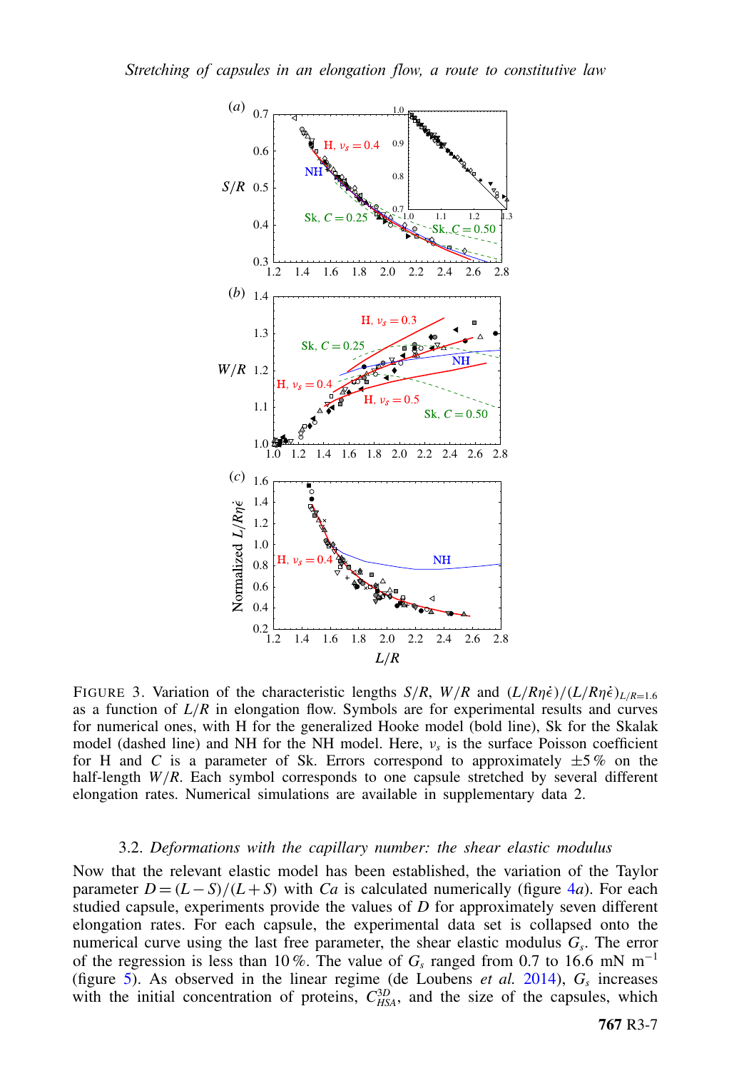FIGURE 3. Variation of the characteristic lengths $S/R$, $W/R$ and $(L/R\eta\dot{\epsilon})/(L/R\eta\dot{\epsilon})_{L/R=1.6}$ as a function of $L/R$ in elongation flow. Symbols are for experimental results and curves for numerical ones, with H for the generalized Hooke model (bold line), Sk for the Skalak model (dashed line) and NH for the NH model. Here, $\nu_s$ is the surface Poisson coefficient for H and $C$ is a parameter of Sk. Errors correspond to approximately $\pm 5\,\%$ on the half-length $W/R$. Each symbol corresponds to one capsule stretched by several different elongation rates. Numerical simulations are available in supplementary data 2.

### 3.2. *Deformations with the capillary number: the shear elastic modulus*

Now that the relevant elastic model has been established, the variation of the Taylor parameter $D = (L - S)/(L + S)$ with $Ca$ is calculated numerically (figure 4*a*). For each studied capsule, experiments provide the values of $D$ for approximately seven different elongation rates. For each capsule, the experimental data set is collapsed onto the numerical curve using the last free parameter, the shear elastic modulus $G_s$. The error of the regression is less than 10 %. The value of $G_s$ ranged from 0.7 to 16.6 mN m$^{-1}$ (figure 5). As observed in the linear regime (de Loubens *et al.* 2014), $G_s$ increases with the initial concentration of proteins, $C_{HSA}^{3D}$, and the size of the capsules, which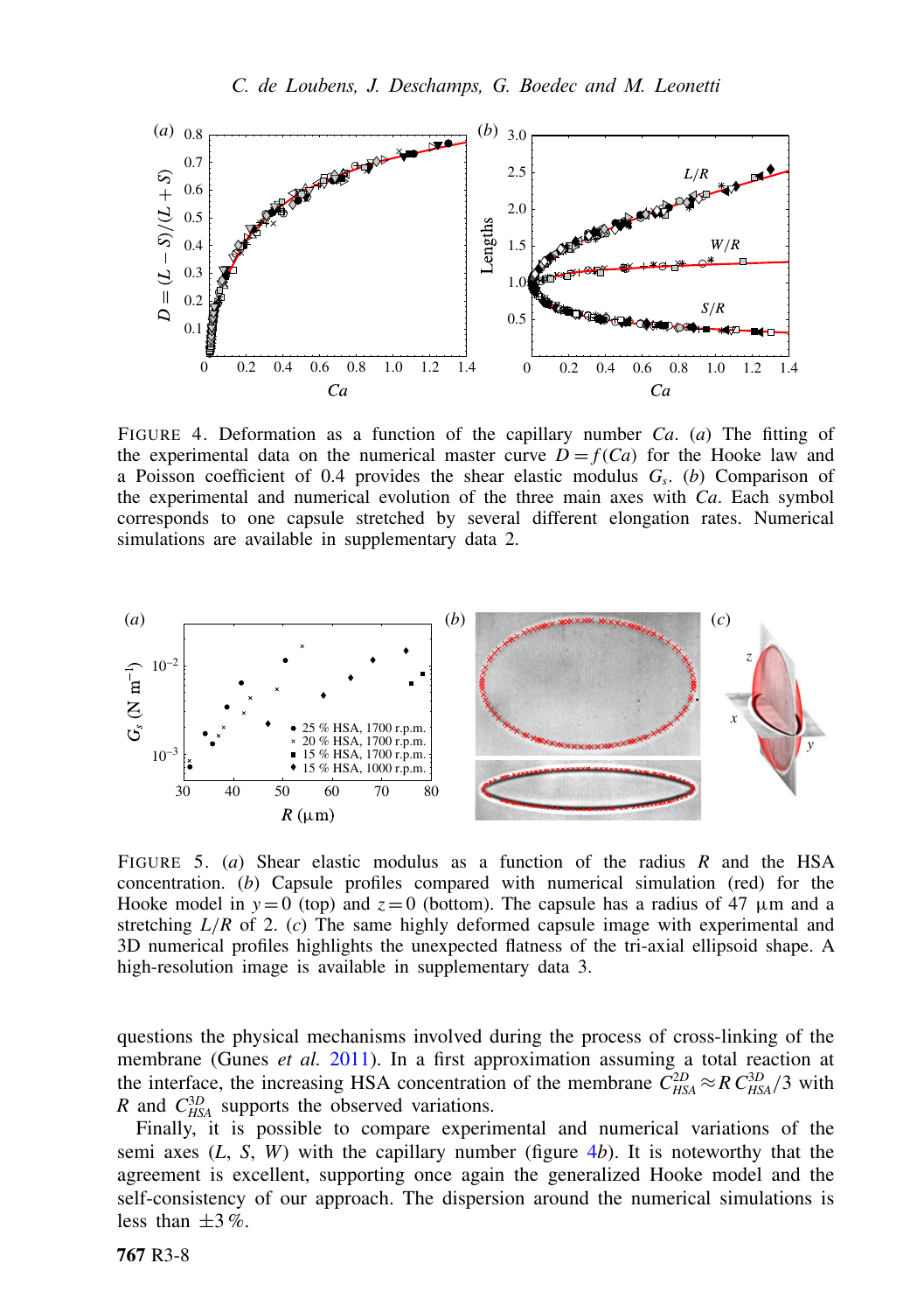FIGURE 4. Deformation as a function of the capillary number $Ca$. ($a$) The fitting of the experimental data on the numerical master curve $D = f(Ca)$ for the Hooke law and a Poisson coefficient of 0.4 provides the shear elastic modulus $G_s$. ($b$) Comparison of the experimental and numerical evolution of the three main axes with $Ca$. Each symbol corresponds to one capsule stretched by several different elongation rates. Numerical simulations are available in supplementary data 2.

FIGURE 5. ($a$) Shear elastic modulus as a function of the radius $R$ and the HSA concentration. ($b$) Capsule profiles compared with numerical simulation (red) for the Hooke model in $y = 0$ (top) and $z = 0$ (bottom). The capsule has a radius of 47 μm and a stretching $L/R$ of 2. ($c$) The same highly deformed capsule image with experimental and 3D numerical profiles highlights the unexpected flatness of the tri-axial ellipsoid shape. A high-resolution image is available in supplementary data 3.

questions the physical mechanisms involved during the process of cross-linking of the membrane (Gunes *et al.* 2011). In a first approximation assuming a total reaction at the interface, the increasing HSA concentration of the membrane $C_{HSA}^{2D} \approx R\, C_{HSA}^{3D}/3$ with $R$ and $C_{HSA}^{3D}$ supports the observed variations.

Finally, it is possible to compare experimental and numerical variations of the semi axes ($L$, $S$, $W$) with the capillary number (figure 4$b$). It is noteworthy that the agreement is excellent, supporting once again the generalized Hooke model and the self-consistency of our approach. The dispersion around the numerical simulations is less than $\pm 3\,\%$.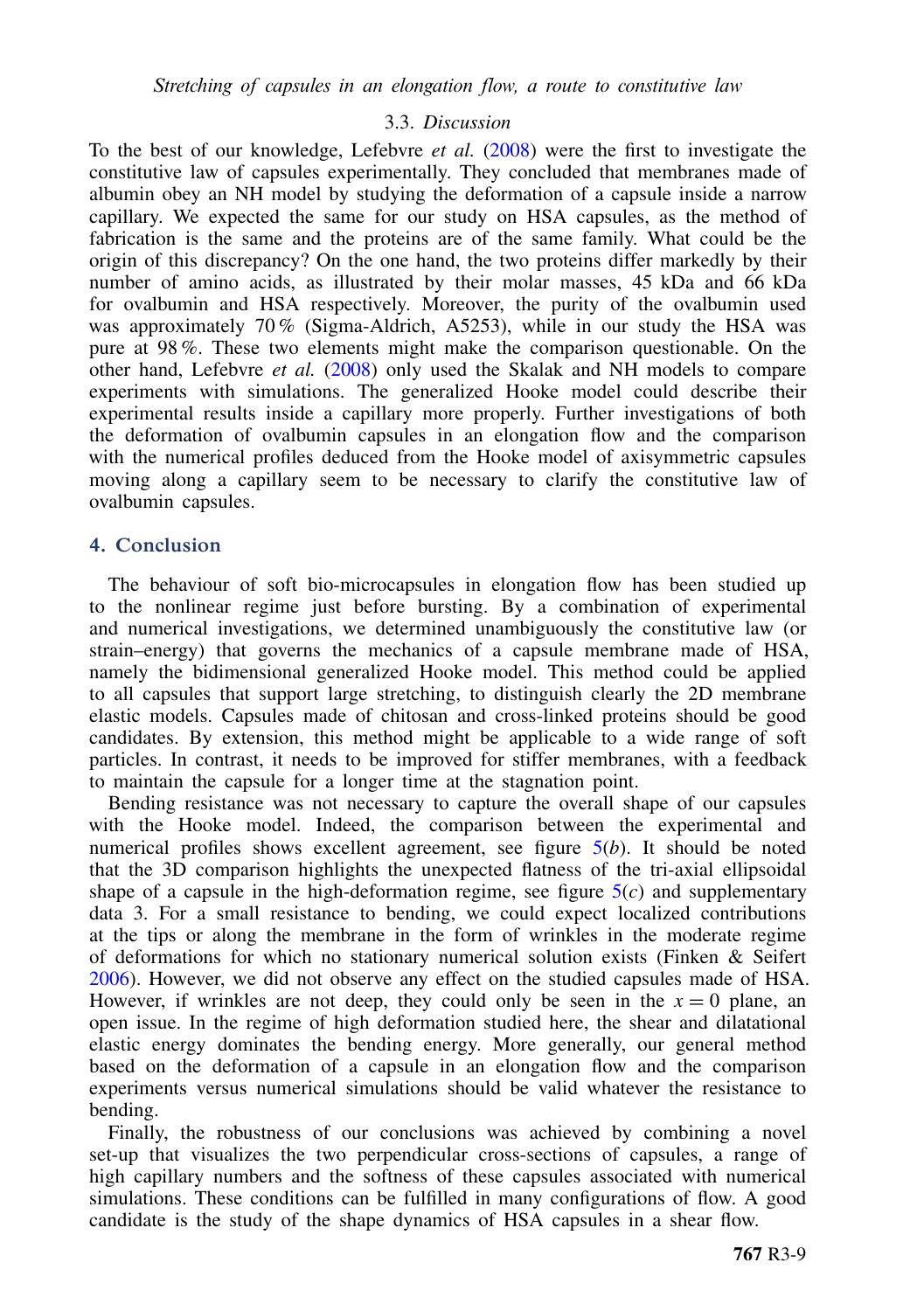### 3.3. *Discussion*

To the best of our knowledge, Lefebvre *et al.* (2008) were the first to investigate the constitutive law of capsules experimentally. They concluded that membranes made of albumin obey an NH model by studying the deformation of a capsule inside a narrow capillary. We expected the same for our study on HSA capsules, as the method of fabrication is the same and the proteins are of the same family. What could be the origin of this discrepancy? On the one hand, the two proteins differ markedly by their number of amino acids, as illustrated by their molar masses, 45 kDa and 66 kDa for ovalbumin and HSA respectively. Moreover, the purity of the ovalbumin used was approximately 70 % (Sigma-Aldrich, A5253), while in our study the HSA was pure at 98 %. These two elements might make the comparison questionable. On the other hand, Lefebvre *et al.* (2008) only used the Skalak and NH models to compare experiments with simulations. The generalized Hooke model could describe their experimental results inside a capillary more properly. Further investigations of both the deformation of ovalbumin capsules in an elongation flow and the comparison with the numerical profiles deduced from the Hooke model of axisymmetric capsules moving along a capillary seem to be necessary to clarify the constitutive law of ovalbumin capsules.

## 4. Conclusion

The behaviour of soft bio-microcapsules in elongation flow has been studied up to the nonlinear regime just before bursting. By a combination of experimental and numerical investigations, we determined unambiguously the constitutive law (or strain–energy) that governs the mechanics of a capsule membrane made of HSA, namely the bidimensional generalized Hooke model. This method could be applied to all capsules that support large stretching, to distinguish clearly the 2D membrane elastic models. Capsules made of chitosan and cross-linked proteins should be good candidates. By extension, this method might be applicable to a wide range of soft particles. In contrast, it needs to be improved for stiffer membranes, with a feedback to maintain the capsule for a longer time at the stagnation point.

Bending resistance was not necessary to capture the overall shape of our capsules with the Hooke model. Indeed, the comparison between the experimental and numerical profiles shows excellent agreement, see figure 5(*b*). It should be noted that the 3D comparison highlights the unexpected flatness of the tri-axial ellipsoidal shape of a capsule in the high-deformation regime, see figure 5(*c*) and supplementary data 3. For a small resistance to bending, we could expect localized contributions at the tips or along the membrane in the form of wrinkles in the moderate regime of deformations for which no stationary numerical solution exists (Finken & Seifert 2006). However, we did not observe any effect on the studied capsules made of HSA. However, if wrinkles are not deep, they could only be seen in the $x = 0$ plane, an open issue. In the regime of high deformation studied here, the shear and dilatational elastic energy dominates the bending energy. More generally, our general method based on the deformation of a capsule in an elongation flow and the comparison experiments versus numerical simulations should be valid whatever the resistance to bending.

Finally, the robustness of our conclusions was achieved by combining a novel set-up that visualizes the two perpendicular cross-sections of capsules, a range of high capillary numbers and the softness of these capsules associated with numerical simulations. These conditions can be fulfilled in many configurations of flow. A good candidate is the study of the shape dynamics of HSA capsules in a shear flow.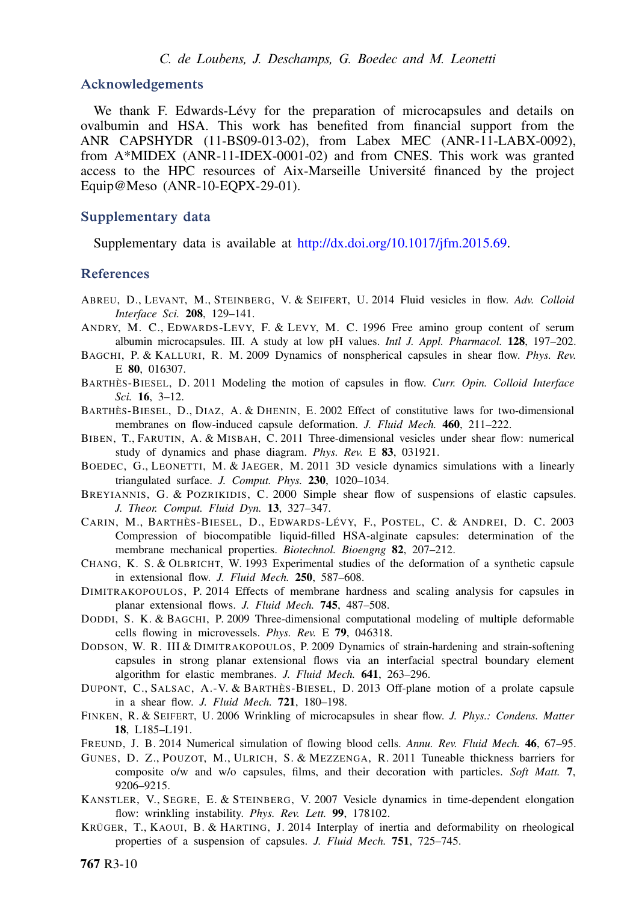## Acknowledgements

We thank F. Edwards-Lévy for the preparation of microcapsules and details on ovalbumin and HSA. This work has benefited from financial support from the ANR CAPSHYDR (11-BS09-013-02), from Labex MEC (ANR-11-LABX-0092), from A*MIDEX (ANR-11-IDEX-0001-02) and from CNES. This work was granted access to the HPC resources of Aix-Marseille Université financed by the project Equip@Meso (ANR-10-EQPX-29-01).

## Supplementary data

Supplementary data is available at http://dx.doi.org/10.1017/jfm.2015.69.

## References

ABREU, D., LEVANT, M., STEINBERG, V. & SEIFERT, U. 2014 Fluid vesicles in flow. *Adv. Colloid Interface Sci.* **208**, 129–141.

ANDRY, M. C., EDWARDS-LEVY, F. & LEVY, M. C. 1996 Free amino group content of serum albumin microcapsules. III. A study at low pH values. *Intl J. Appl. Pharmacol.* **128**, 197–202.

BAGCHI, P. & KALLURI, R. M. 2009 Dynamics of nonspherical capsules in shear flow. *Phys. Rev.* E **80**, 016307.

BARTHÈS-BIESEL, D. 2011 Modeling the motion of capsules in flow. *Curr. Opin. Colloid Interface Sci.* **16**, 3–12.

BARTHÈS-BIESEL, D., DIAZ, A. & DHENIN, E. 2002 Effect of constitutive laws for two-dimensional membranes on flow-induced capsule deformation. *J. Fluid Mech.* **460**, 211–222.

BIBEN, T., FARUTIN, A. & MISBAH, C. 2011 Three-dimensional vesicles under shear flow: numerical study of dynamics and phase diagram. *Phys. Rev.* E **83**, 031921.

BOEDEC, G., LEONETTI, M. & JAEGER, M. 2011 3D vesicle dynamics simulations with a linearly triangulated surface. *J. Comput. Phys.* **230**, 1020–1034.

BREYIANNIS, G. & POZRIKIDIS, C. 2000 Simple shear flow of suspensions of elastic capsules. *J. Theor. Comput. Fluid Dyn.* **13**, 327–347.

CARIN, M., BARTHÈS-BIESEL, D., EDWARDS-LÉVY, F., POSTEL, C. & ANDREI, D. C. 2003 Compression of biocompatible liquid-filled HSA-alginate capsules: determination of the membrane mechanical properties. *Biotechnol. Bioengng* **82**, 207–212.

CHANG, K. S. & OLBRICHT, W. 1993 Experimental studies of the deformation of a synthetic capsule in extensional flow. *J. Fluid Mech.* **250**, 587–608.

DIMITRAKOPOULOS, P. 2014 Effects of membrane hardness and scaling analysis for capsules in planar extensional flows. *J. Fluid Mech.* **745**, 487–508.

DODDI, S. K. & BAGCHI, P. 2009 Three-dimensional computational modeling of multiple deformable cells flowing in microvessels. *Phys. Rev.* E **79**, 046318.

DODSON, W. R. III & DIMITRAKOPOULOS, P. 2009 Dynamics of strain-hardening and strain-softening capsules in strong planar extensional flows via an interfacial spectral boundary element algorithm for elastic membranes. *J. Fluid Mech.* **641**, 263–296.

DUPONT, C., SALSAC, A.-V. & BARTHÈS-BIESEL, D. 2013 Off-plane motion of a prolate capsule in a shear flow. *J. Fluid Mech.* **721**, 180–198.

FINKEN, R. & SEIFERT, U. 2006 Wrinkling of microcapsules in shear flow. *J. Phys.: Condens. Matter* **18**, L185–L191.

FREUND, J. B. 2014 Numerical simulation of flowing blood cells. *Annu. Rev. Fluid Mech.* **46**, 67–95.

GUNES, D. Z., POUZOT, M., ULRICH, S. & MEZZENGA, R. 2011 Tuneable thickness barriers for composite o/w and w/o capsules, films, and their decoration with particles. *Soft Matt.* **7**, 9206–9215.

KANSTLER, V., SEGRE, E. & STEINBERG, V. 2007 Vesicle dynamics in time-dependent elongation flow: wrinkling instability. *Phys. Rev. Lett.* **99**, 178102.

KRÜGER, T., KAOUI, B. & HARTING, J. 2014 Interplay of inertia and deformability on rheological properties of a suspension of capsules. *J. Fluid Mech.* **751**, 725–745.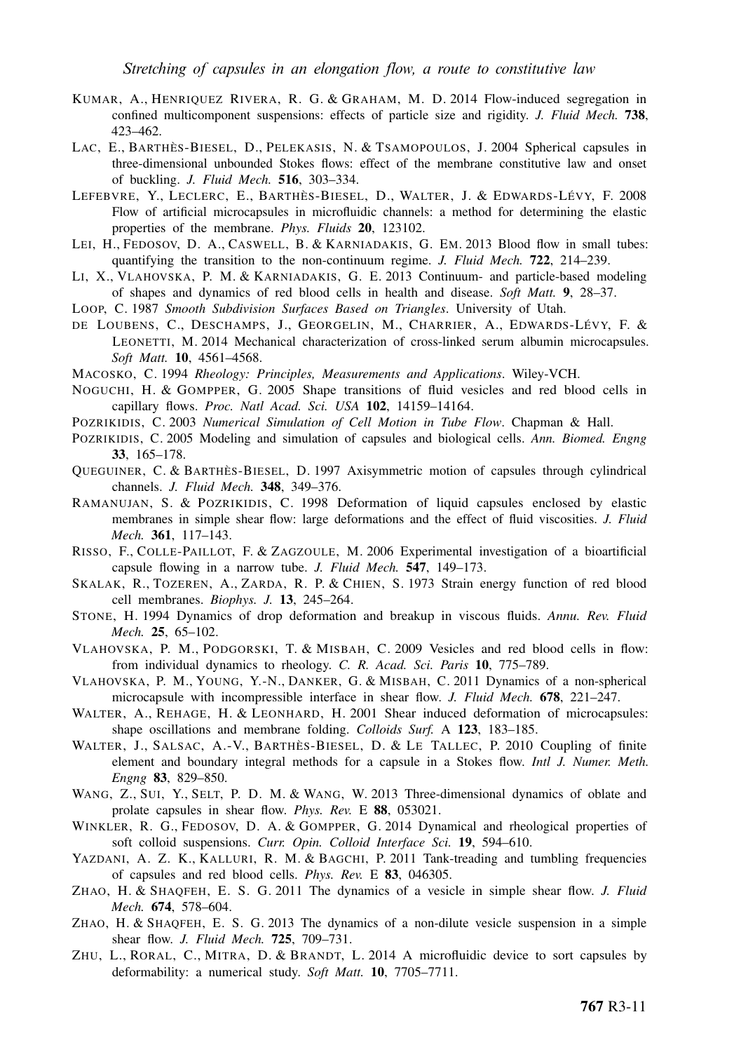KUMAR, A., HENRIQUEZ RIVERA, R. G. & GRAHAM, M. D. 2014 Flow-induced segregation in confined multicomponent suspensions: effects of particle size and rigidity. *J. Fluid Mech.* **738**, 423–462.

LAC, E., BARTHÈS-BIESEL, D., PELEKASIS, N. & TSAMOPOULOS, J. 2004 Spherical capsules in three-dimensional unbounded Stokes flows: effect of the membrane constitutive law and onset of buckling. *J. Fluid Mech.* **516**, 303–334.

LEFEBVRE, Y., LECLERC, E., BARTHÈS-BIESEL, D., WALTER, J. & EDWARDS-LÉVY, F. 2008 Flow of artificial microcapsules in microfluidic channels: a method for determining the elastic properties of the membrane. *Phys. Fluids* **20**, 123102.

LEI, H., FEDOSOV, D. A., CASWELL, B. & KARNIADAKIS, G. EM. 2013 Blood flow in small tubes: quantifying the transition to the non-continuum regime. *J. Fluid Mech.* **722**, 214–239.

LI, X., VLAHOVSKA, P. M. & KARNIADAKIS, G. E. 2013 Continuum- and particle-based modeling of shapes and dynamics of red blood cells in health and disease. *Soft Matt.* **9**, 28–37.

LOOP, C. 1987 *Smooth Subdivision Surfaces Based on Triangles*. University of Utah.

DE LOUBENS, C., DESCHAMPS, J., GEORGELIN, M., CHARRIER, A., EDWARDS-LÉVY, F. & LEONETTI, M. 2014 Mechanical characterization of cross-linked serum albumin microcapsules. *Soft Matt.* **10**, 4561–4568.

MACOSKO, C. 1994 *Rheology: Principles, Measurements and Applications*. Wiley-VCH.

NOGUCHI, H. & GOMPPER, G. 2005 Shape transitions of fluid vesicles and red blood cells in capillary flows. *Proc. Natl Acad. Sci. USA* **102**, 14159–14164.

POZRIKIDIS, C. 2003 *Numerical Simulation of Cell Motion in Tube Flow*. Chapman & Hall.

POZRIKIDIS, C. 2005 Modeling and simulation of capsules and biological cells. *Ann. Biomed. Engng* **33**, 165–178.

QUEGUINER, C. & BARTHÈS-BIESEL, D. 1997 Axisymmetric motion of capsules through cylindrical channels. *J. Fluid Mech.* **348**, 349–376.

RAMANUJAN, S. & POZRIKIDIS, C. 1998 Deformation of liquid capsules enclosed by elastic membranes in simple shear flow: large deformations and the effect of fluid viscosities. *J. Fluid Mech.* **361**, 117–143.

RISSO, F., COLLE-PAILLOT, F. & ZAGZOULE, M. 2006 Experimental investigation of a bioartificial capsule flowing in a narrow tube. *J. Fluid Mech.* **547**, 149–173.

SKALAK, R., TOZEREN, A., ZARDA, R. P. & CHIEN, S. 1973 Strain energy function of red blood cell membranes. *Biophys. J.* **13**, 245–264.

STONE, H. 1994 Dynamics of drop deformation and breakup in viscous fluids. *Annu. Rev. Fluid Mech.* **25**, 65–102.

VLAHOVSKA, P. M., PODGORSKI, T. & MISBAH, C. 2009 Vesicles and red blood cells in flow: from individual dynamics to rheology. *C. R. Acad. Sci. Paris* **10**, 775–789.

VLAHOVSKA, P. M., YOUNG, Y.-N., DANKER, G. & MISBAH, C. 2011 Dynamics of a non-spherical microcapsule with incompressible interface in shear flow. *J. Fluid Mech.* **678**, 221–247.

WALTER, A., REHAGE, H. & LEONHARD, H. 2001 Shear induced deformation of microcapsules: shape oscillations and membrane folding. *Colloids Surf.* A **123**, 183–185.

WALTER, J., SALSAC, A.-V., BARTHÈS-BIESEL, D. & LE TALLEC, P. 2010 Coupling of finite element and boundary integral methods for a capsule in a Stokes flow. *Intl J. Numer. Meth. Engng* **83**, 829–850.

WANG, Z., SUI, Y., SELT, P. D. M. & WANG, W. 2013 Three-dimensional dynamics of oblate and prolate capsules in shear flow. *Phys. Rev.* E **88**, 053021.

WINKLER, R. G., FEDOSOV, D. A. & GOMPPER, G. 2014 Dynamical and rheological properties of soft colloid suspensions. *Curr. Opin. Colloid Interface Sci.* **19**, 594–610.

YAZDANI, A. Z. K., KALLURI, R. M. & BAGCHI, P. 2011 Tank-treading and tumbling frequencies of capsules and red blood cells. *Phys. Rev.* E **83**, 046305.

ZHAO, H. & SHAQFEH, E. S. G. 2011 The dynamics of a vesicle in simple shear flow. *J. Fluid Mech.* **674**, 578–604.

ZHAO, H. & SHAQFEH, E. S. G. 2013 The dynamics of a non-dilute vesicle suspension in a simple shear flow. *J. Fluid Mech.* **725**, 709–731.

ZHU, L., RORAL, C., MITRA, D. & BRANDT, L. 2014 A microfluidic device to sort capsules by deformability: a numerical study. *Soft Matt.* **10**, 7705–7711.